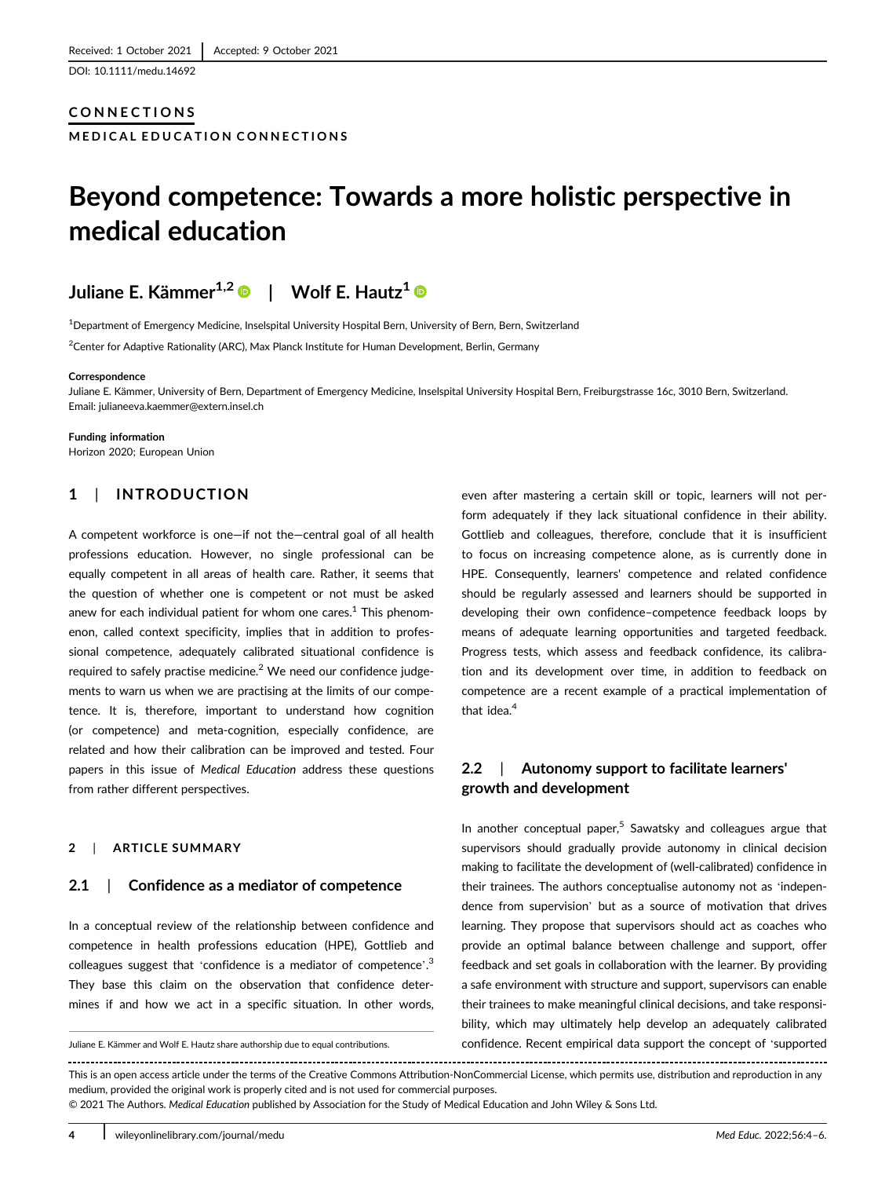Received: 1 October 2021 | Accepted: 9 October 2021

DOI: 10.1111/medu.14692

**CONNECTIONS**

**MEDICAL EDUCATION CONNECTIONS**

# Beyond competence: Towards a more holistic perspective in medical education

**Juliane E. Kämmer[1,2] | Wolf E. Hautz[1]**

[1]Department of Emergency Medicine, Inselspital University Hospital Bern, University of Bern, Bern, Switzerland

[2]Center for Adaptive Rationality (ARC), Max Planck Institute for Human Development, Berlin, Germany

**Correspondence**
Juliane E. Kämmer, University of Bern, Department of Emergency Medicine, Inselspital University Hospital Bern, Freiburgstrasse 16c, 3010 Bern, Switzerland.
Email: julianeeva.kaemmer@extern.insel.ch

**Funding information**
Horizon 2020; European Union

## 1 | INTRODUCTION

A competent workforce is one—if not the—central goal of all health professions education. However, no single professional can be equally competent in all areas of health care. Rather, it seems that the question of whether one is competent or not must be asked anew for each individual patient for whom one cares.[1] This phenomenon, called context specificity, implies that in addition to professional competence, adequately calibrated situational confidence is required to safely practise medicine.[2] We need our confidence judgements to warn us when we are practising at the limits of our competence. It is, therefore, important to understand how cognition (or competence) and meta-cognition, especially confidence, are related and how their calibration can be improved and tested. Four papers in this issue of *Medical Education* address these questions from rather different perspectives.

## 2 | ARTICLE SUMMARY

### 2.1 | Confidence as a mediator of competence

In a conceptual review of the relationship between confidence and competence in health professions education (HPE), Gottlieb and colleagues suggest that 'confidence is a mediator of competence'.[3] They base this claim on the observation that confidence determines if and how we act in a specific situation. In other words, even after mastering a certain skill or topic, learners will not perform adequately if they lack situational confidence in their ability. Gottlieb and colleagues, therefore, conclude that it is insufficient to focus on increasing competence alone, as is currently done in HPE. Consequently, learners' competence and related confidence should be regularly assessed and learners should be supported in developing their own confidence–competence feedback loops by means of adequate learning opportunities and targeted feedback. Progress tests, which assess and feedback confidence, its calibration and its development over time, in addition to feedback on competence are a recent example of a practical implementation of that idea.[4]

### 2.2 | Autonomy support to facilitate learners' growth and development

In another conceptual paper,[5] Sawatsky and colleagues argue that supervisors should gradually provide autonomy in clinical decision making to facilitate the development of (well-calibrated) confidence in their trainees. The authors conceptualise autonomy not as 'independence from supervision' but as a source of motivation that drives learning. They propose that supervisors should act as coaches who provide an optimal balance between challenge and support, offer feedback and set goals in collaboration with the learner. By providing a safe environment with structure and support, supervisors can enable their trainees to make meaningful clinical decisions, and take responsibility, which may ultimately help develop an adequately calibrated confidence. Recent empirical data support the concept of 'supported

Juliane E. Kämmer and Wolf E. Hautz share authorship due to equal contributions.

This is an open access article under the terms of the Creative Commons Attribution-NonCommercial License, which permits use, distribution and reproduction in any medium, provided the original work is properly cited and is not used for commercial purposes.
© 2021 The Authors. *Medical Education* published by Association for the Study of Medical Education and John Wiley & Sons Ltd.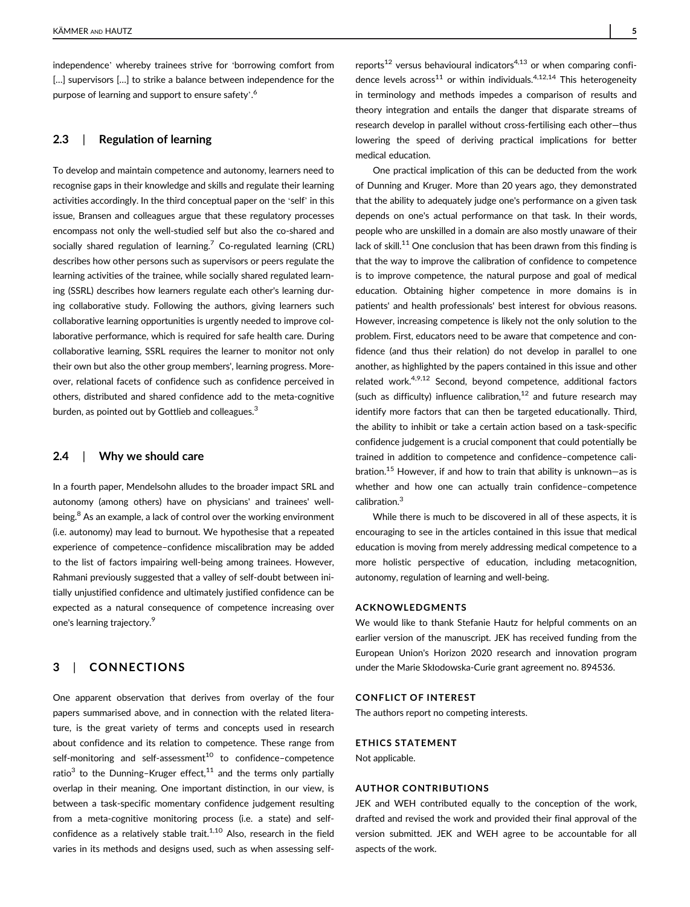independence' whereby trainees strive for 'borrowing comfort from […] supervisors […] to strike a balance between independence for the purpose of learning and support to ensure safety'.[6]

### 2.3 | Regulation of learning

To develop and maintain competence and autonomy, learners need to recognise gaps in their knowledge and skills and regulate their learning activities accordingly. In the third conceptual paper on the 'self' in this issue, Bransen and colleagues argue that these regulatory processes encompass not only the well-studied self but also the co-shared and socially shared regulation of learning.[7] Co-regulated learning (CRL) describes how other persons such as supervisors or peers regulate the learning activities of the trainee, while socially shared regulated learning (SSRL) describes how learners regulate each other's learning during collaborative study. Following the authors, giving learners such collaborative learning opportunities is urgently needed to improve collaborative performance, which is required for safe health care. During collaborative learning, SSRL requires the learner to monitor not only their own but also the other group members', learning progress. Moreover, relational facets of confidence such as confidence perceived in others, distributed and shared confidence add to the meta-cognitive burden, as pointed out by Gottlieb and colleagues.[3]

### 2.4 | Why we should care

In a fourth paper, Mendelsohn alludes to the broader impact SRL and autonomy (among others) have on physicians' and trainees' well-being.[8] As an example, a lack of control over the working environment (i.e. autonomy) may lead to burnout. We hypothesise that a repeated experience of competence–confidence miscalibration may be added to the list of factors impairing well-being among trainees. However, Rahmani previously suggested that a valley of self-doubt between initially unjustified confidence and ultimately justified confidence can be expected as a natural consequence of competence increasing over one's learning trajectory.[9]

## 3 | CONNECTIONS

One apparent observation that derives from overlay of the four papers summarised above, and in connection with the related literature, is the great variety of terms and concepts used in research about confidence and its relation to competence. These range from self-monitoring and self-assessment[10] to confidence–competence ratio[3] to the Dunning–Kruger effect,[11] and the terms only partially overlap in their meaning. One important distinction, in our view, is between a task-specific momentary confidence judgement resulting from a meta-cognitive monitoring process (i.e. a state) and self-confidence as a relatively stable trait.[1,10] Also, research in the field varies in its methods and designs used, such as when assessing self-reports[12] versus behavioural indicators[4,13] or when comparing confidence levels across[11] or within individuals.[4,12,14] This heterogeneity in terminology and methods impedes a comparison of results and theory integration and entails the danger that disparate streams of research develop in parallel without cross-fertilising each other—thus lowering the speed of deriving practical implications for better medical education.

One practical implication of this can be deducted from the work of Dunning and Kruger. More than 20 years ago, they demonstrated that the ability to adequately judge one's performance on a given task depends on one's actual performance on that task. In their words, people who are unskilled in a domain are also mostly unaware of their lack of skill.[11] One conclusion that has been drawn from this finding is that the way to improve the calibration of confidence to competence is to improve competence, the natural purpose and goal of medical education. Obtaining higher competence in more domains is in patients' and health professionals' best interest for obvious reasons. However, increasing competence is likely not the only solution to the problem. First, educators need to be aware that competence and confidence (and thus their relation) do not develop in parallel to one another, as highlighted by the papers contained in this issue and other related work.[4,9,12] Second, beyond competence, additional factors (such as difficulty) influence calibration,[12] and future research may identify more factors that can then be targeted educationally. Third, the ability to inhibit or take a certain action based on a task-specific confidence judgement is a crucial component that could potentially be trained in addition to competence and confidence–competence calibration.[15] However, if and how to train that ability is unknown—as is whether and how one can actually train confidence–competence calibration.[3]

While there is much to be discovered in all of these aspects, it is encouraging to see in the articles contained in this issue that medical education is moving from merely addressing medical competence to a more holistic perspective of education, including metacognition, autonomy, regulation of learning and well-being.

#### ACKNOWLEDGMENTS

We would like to thank Stefanie Hautz for helpful comments on an earlier version of the manuscript. JEK has received funding from the European Union's Horizon 2020 research and innovation program under the Marie Skłodowska-Curie grant agreement no. 894536.

#### CONFLICT OF INTEREST

The authors report no competing interests.

#### ETHICS STATEMENT

Not applicable.

#### AUTHOR CONTRIBUTIONS

JEK and WEH contributed equally to the conception of the work, drafted and revised the work and provided their final approval of the version submitted. JEK and WEH agree to be accountable for all aspects of the work.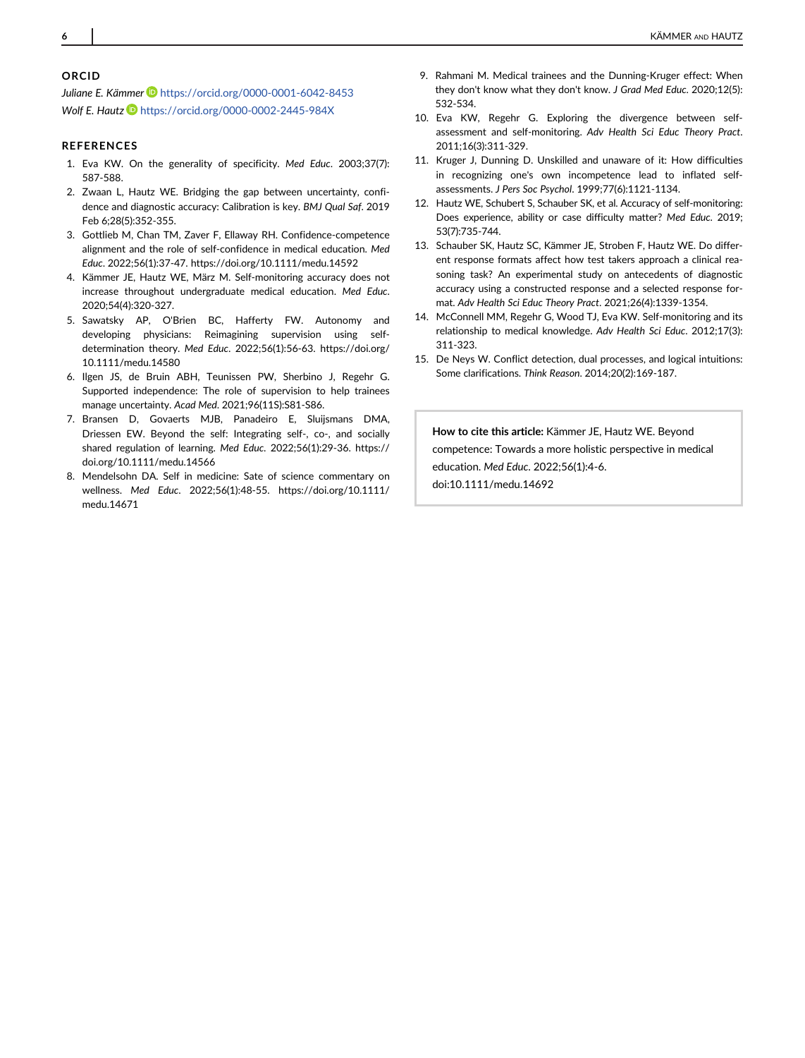## ORCID

*Juliane E. Kämmer* https://orcid.org/0000-0001-6042-8453

*Wolf E. Hautz* https://orcid.org/0000-0002-2445-984X

## REFERENCES

1. Eva KW. On the generality of specificity. *Med Educ*. 2003;37(7):587-588.
2. Zwaan L, Hautz WE. Bridging the gap between uncertainty, confidence and diagnostic accuracy: Calibration is key. *BMJ Qual Saf*. 2019 Feb 6;28(5):352-355.
3. Gottlieb M, Chan TM, Zaver F, Ellaway RH. Confidence-competence alignment and the role of self-confidence in medical education. *Med Educ*. 2022;56(1):37-47. https://doi.org/10.1111/medu.14592
4. Kämmer JE, Hautz WE, März M. Self-monitoring accuracy does not increase throughout undergraduate medical education. *Med Educ*. 2020;54(4):320-327.
5. Sawatsky AP, O'Brien BC, Hafferty FW. Autonomy and developing physicians: Reimagining supervision using self-determination theory. *Med Educ*. 2022;56(1):56-63. https://doi.org/10.1111/medu.14580
6. Ilgen JS, de Bruin ABH, Teunissen PW, Sherbino J, Regehr G. Supported independence: The role of supervision to help trainees manage uncertainty. *Acad Med*. 2021;96(11S):S81-S86.
7. Bransen D, Govaerts MJB, Panadeiro E, Sluijsmans DMA, Driessen EW. Beyond the self: Integrating self-, co-, and socially shared regulation of learning. *Med Educ*. 2022;56(1):29-36. https://doi.org/10.1111/medu.14566
8. Mendelsohn DA. Self in medicine: Sate of science commentary on wellness. *Med Educ*. 2022;56(1):48-55. https://doi.org/10.1111/medu.14671
9. Rahmani M. Medical trainees and the Dunning-Kruger effect: When they don't know what they don't know. *J Grad Med Educ*. 2020;12(5):532-534.
10. Eva KW, Regehr G. Exploring the divergence between self-assessment and self-monitoring. *Adv Health Sci Educ Theory Pract*. 2011;16(3):311-329.
11. Kruger J, Dunning D. Unskilled and unaware of it: How difficulties in recognizing one's own incompetence lead to inflated self-assessments. *J Pers Soc Psychol*. 1999;77(6):1121-1134.
12. Hautz WE, Schubert S, Schauber SK, et al. Accuracy of self-monitoring: Does experience, ability or case difficulty matter? *Med Educ*. 2019;53(7):735-744.
13. Schauber SK, Hautz SC, Kämmer JE, Stroben F, Hautz WE. Do different response formats affect how test takers approach a clinical reasoning task? An experimental study on antecedents of diagnostic accuracy using a constructed response and a selected response format. *Adv Health Sci Educ Theory Pract*. 2021;26(4):1339-1354.
14. McConnell MM, Regehr G, Wood TJ, Eva KW. Self-monitoring and its relationship to medical knowledge. *Adv Health Sci Educ*. 2012;17(3):311-323.
15. De Neys W. Conflict detection, dual processes, and logical intuitions: Some clarifications. *Think Reason*. 2014;20(2):169-187.

**How to cite this article:** Kämmer JE, Hautz WE. Beyond competence: Towards a more holistic perspective in medical education. *Med Educ*. 2022;56(1):4-6. doi:10.1111/medu.14692